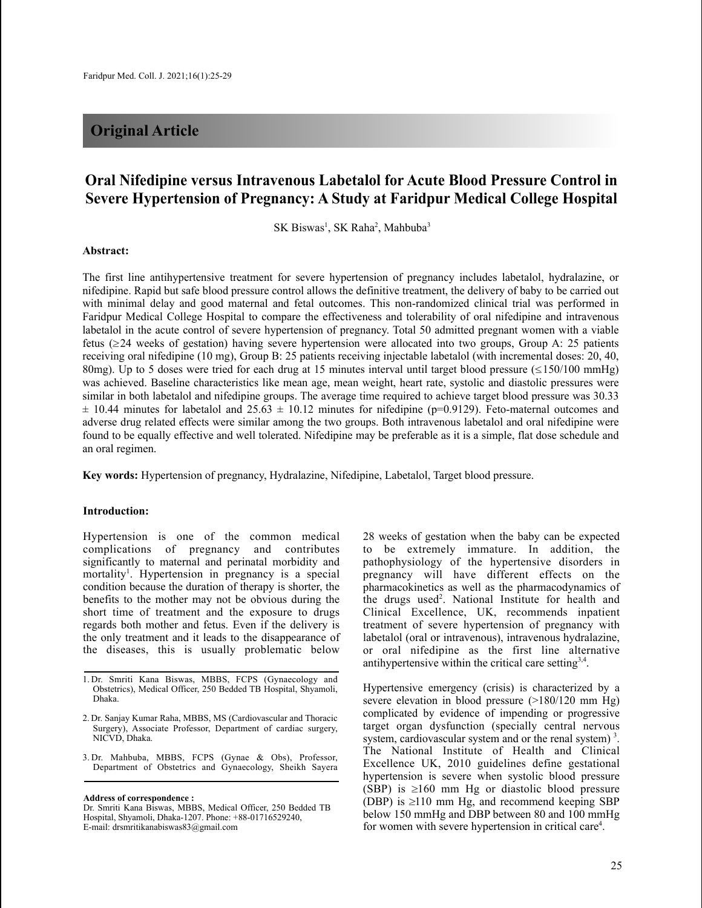## Original Article

# Oral Nifedipine versus Intravenous Labetalol for Acute Blood Pressure Control in Severe Hypertension of Pregnancy: A Study at Faridpur Medical College Hospital

SK Biswas[1], SK Raha[2], Mahbuba[3]

**Abstract:**

The first line antihypertensive treatment for severe hypertension of pregnancy includes labetalol, hydralazine, or nifedipine. Rapid but safe blood pressure control allows the definitive treatment, the delivery of baby to be carried out with minimal delay and good maternal and fetal outcomes. This non-randomized clinical trial was performed in Faridpur Medical College Hospital to compare the effectiveness and tolerability of oral nifedipine and intravenous labetalol in the acute control of severe hypertension of pregnancy. Total 50 admitted pregnant women with a viable fetus (≥24 weeks of gestation) having severe hypertension were allocated into two groups, Group A: 25 patients receiving oral nifedipine (10 mg), Group B: 25 patients receiving injectable labetalol (with incremental doses: 20, 40, 80mg). Up to 5 doses were tried for each drug at 15 minutes interval until target blood pressure (≤150/100 mmHg) was achieved. Baseline characteristics like mean age, mean weight, heart rate, systolic and diastolic pressures were similar in both labetalol and nifedipine groups. The average time required to achieve target blood pressure was 30.33 ± 10.44 minutes for labetalol and 25.63 ± 10.12 minutes for nifedipine (p=0.9129). Feto-maternal outcomes and adverse drug related effects were similar among the two groups. Both intravenous labetalol and oral nifedipine were found to be equally effective and well tolerated. Nifedipine may be preferable as it is a simple, flat dose schedule and an oral regimen.

**Key words:** Hypertension of pregnancy, Hydralazine, Nifedipine, Labetalol, Target blood pressure.

**Introduction:**

Hypertension is one of the common medical complications of pregnancy and contributes significantly to maternal and perinatal morbidity and mortality[1]. Hypertension in pregnancy is a special condition because the duration of therapy is shorter, the benefits to the mother may not be obvious during the short time of treatment and the exposure to drugs regards both mother and fetus. Even if the delivery is the only treatment and it leads to the disappearance of the diseases, this is usually problematic below 28 weeks of gestation when the baby can be expected to be extremely immature. In addition, the pathophysiology of the hypertensive disorders in pregnancy will have different effects on the pharmacokinetics as well as the pharmacodynamics of the drugs used[2]. National Institute for health and Clinical Excellence, UK, recommends inpatient treatment of severe hypertension of pregnancy with labetalol (oral or intravenous), intravenous hydralazine, or oral nifedipine as the first line alternative antihypertensive within the critical care setting[3,4].

Hypertensive emergency (crisis) is characterized by a severe elevation in blood pressure (>180/120 mm Hg) complicated by evidence of impending or progressive target organ dysfunction (specially central nervous system, cardiovascular system and or the renal system)[3]. The National Institute of Health and Clinical Excellence UK, 2010 guidelines define gestational hypertension is severe when systolic blood pressure (SBP) is ≥160 mm Hg or diastolic blood pressure (DBP) is ≥110 mm Hg, and recommend keeping SBP below 150 mmHg and DBP between 80 and 100 mmHg for women with severe hypertension in critical care[4].

---

1. Dr. Smriti Kana Biswas, MBBS, FCPS (Gynaecology and Obstetrics), Medical Officer, 250 Bedded TB Hospital, Shyamoli, Dhaka.
2. Dr. Sanjay Kumar Raha, MBBS, MS (Cardiovascular and Thoracic Surgery), Associate Professor, Department of cardiac surgery, NICVD, Dhaka.
3. Dr. Mahbuba, MBBS, FCPS (Gynae & Obs), Professor, Department of Obstetrics and Gynaecology, Sheikh Sayera

**Address of correspondence :**
Dr. Smriti Kana Biswas, MBBS, Medical Officer, 250 Bedded TB Hospital, Shyamoli, Dhaka-1207. Phone: +88-01716529240, E-mail: drsmritikanabiswas83@gmail.com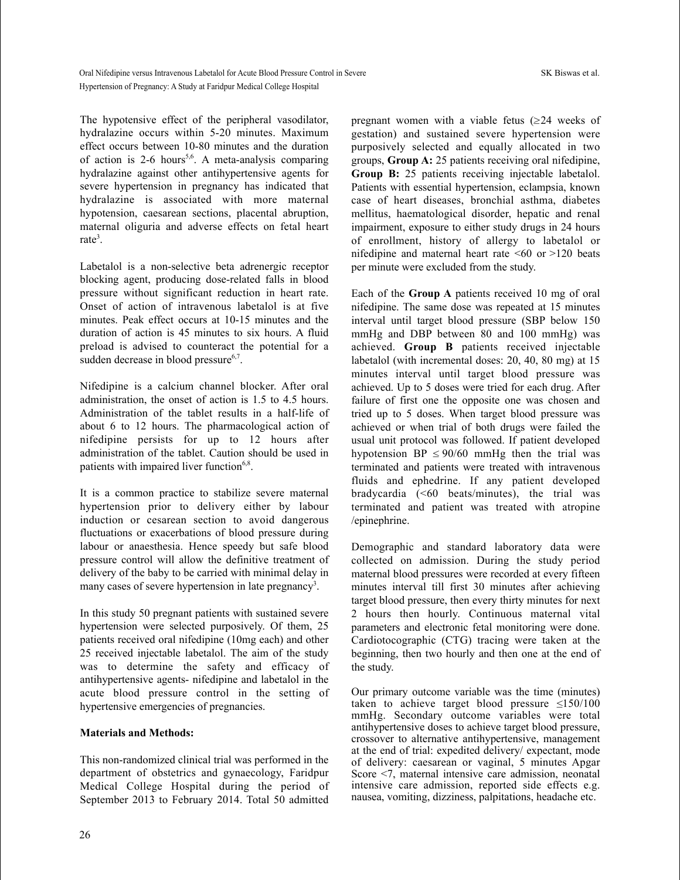The hypotensive effect of the peripheral vasodilator, hydralazine occurs within 5-20 minutes. Maximum effect occurs between 10-80 minutes and the duration of action is 2-6 hours[5,6]. A meta-analysis comparing hydralazine against other antihypertensive agents for severe hypertension in pregnancy has indicated that hydralazine is associated with more maternal hypotension, caesarean sections, placental abruption, maternal oliguria and adverse effects on fetal heart rate[3].

Labetalol is a non-selective beta adrenergic receptor blocking agent, producing dose-related falls in blood pressure without significant reduction in heart rate. Onset of action of intravenous labetalol is at five minutes. Peak effect occurs at 10-15 minutes and the duration of action is 45 minutes to six hours. A fluid preload is advised to counteract the potential for a sudden decrease in blood pressure[6,7].

Nifedipine is a calcium channel blocker. After oral administration, the onset of action is 1.5 to 4.5 hours. Administration of the tablet results in a half-life of about 6 to 12 hours. The pharmacological action of nifedipine persists for up to 12 hours after administration of the tablet. Caution should be used in patients with impaired liver function[6,8].

It is a common practice to stabilize severe maternal hypertension prior to delivery either by labour induction or cesarean section to avoid dangerous fluctuations or exacerbations of blood pressure during labour or anaesthesia. Hence speedy but safe blood pressure control will allow the definitive treatment of delivery of the baby to be carried with minimal delay in many cases of severe hypertension in late pregnancy[3].

In this study 50 pregnant patients with sustained severe hypertension were selected purposively. Of them, 25 patients received oral nifedipine (10mg each) and other 25 received injectable labetalol. The aim of the study was to determine the safety and efficacy of antihypertensive agents- nifedipine and labetalol in the acute blood pressure control in the setting of hypertensive emergencies of pregnancies.

**Materials and Methods:**

This non-randomized clinical trial was performed in the department of obstetrics and gynaecology, Faridpur Medical College Hospital during the period of September 2013 to February 2014. Total 50 admitted pregnant women with a viable fetus (≥24 weeks of gestation) and sustained severe hypertension were purposively selected and equally allocated in two groups, **Group A:** 25 patients receiving oral nifedipine, **Group B:** 25 patients receiving injectable labetalol. Patients with essential hypertension, eclampsia, known case of heart diseases, bronchial asthma, diabetes mellitus, haematological disorder, hepatic and renal impairment, exposure to either study drugs in 24 hours of enrollment, history of allergy to labetalol or nifedipine and maternal heart rate <60 or >120 beats per minute were excluded from the study.

Each of the **Group A** patients received 10 mg of oral nifedipine. The same dose was repeated at 15 minutes interval until target blood pressure (SBP below 150 mmHg and DBP between 80 and 100 mmHg) was achieved. **Group B** patients received injectable labetalol (with incremental doses: 20, 40, 80 mg) at 15 minutes interval until target blood pressure was achieved. Up to 5 doses were tried for each drug. After failure of first one the opposite one was chosen and tried up to 5 doses. When target blood pressure was achieved or when trial of both drugs were failed the usual unit protocol was followed. If patient developed hypotension BP ≤ 90/60 mmHg then the trial was terminated and patients were treated with intravenous fluids and ephedrine. If any patient developed bradycardia (<60 beats/minutes), the trial was terminated and patient was treated with atropine /epinephrine.

Demographic and standard laboratory data were collected on admission. During the study period maternal blood pressures were recorded at every fifteen minutes interval till first 30 minutes after achieving target blood pressure, then every thirty minutes for next 2 hours then hourly. Continuous maternal vital parameters and electronic fetal monitoring were done. Cardiotocographic (CTG) tracing were taken at the beginning, then two hourly and then one at the end of the study.

Our primary outcome variable was the time (minutes) taken to achieve target blood pressure ≤150/100 mmHg. Secondary outcome variables were total antihypertensive doses to achieve target blood pressure, crossover to alternative antihypertensive, management at the end of trial: expedited delivery/ expectant, mode of delivery: caesarean or vaginal, 5 minutes Apgar Score <7, maternal intensive care admission, neonatal intensive care admission, reported side effects e.g. nausea, vomiting, dizziness, palpitations, headache etc.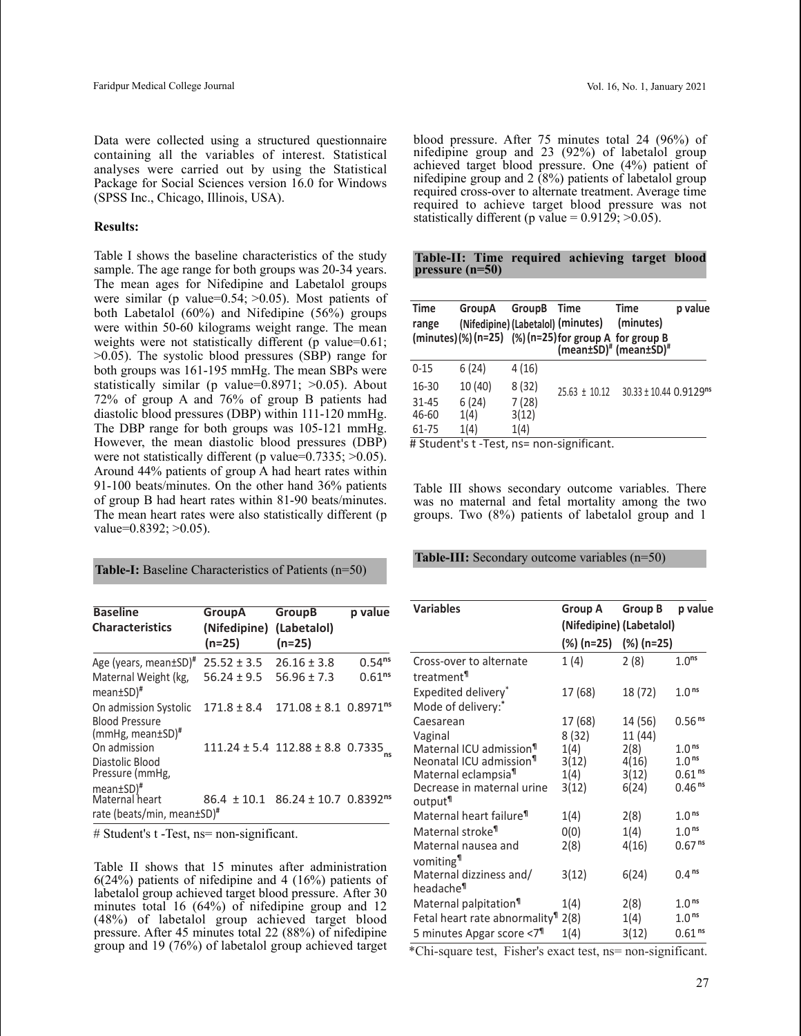Data were collected using a structured questionnaire containing all the variables of interest. Statistical analyses were carried out by using the Statistical Package for Social Sciences version 16.0 for Windows (SPSS Inc., Chicago, Illinois, USA).

**Results:**

Table I shows the baseline characteristics of the study sample. The age range for both groups was 20-34 years. The mean ages for Nifedipine and Labetalol groups were similar (p value=0.54; >0.05). Most patients of both Labetalol (60%) and Nifedipine (56%) groups were within 50-60 kilograms weight range. The mean weights were not statistically different (p value=0.61; >0.05). The systolic blood pressures (SBP) range for both groups was 161-195 mmHg. The mean SBPs were statistically similar (p value=0.8971; >0.05). About 72% of group A and 76% of group B patients had diastolic blood pressures (DBP) within 111-120 mmHg. The DBP range for both groups was 105-121 mmHg. However, the mean diastolic blood pressures (DBP) were not statistically different (p value=0.7335; >0.05). Around 44% patients of group A had heart rates within 91-100 beats/minutes. On the other hand 36% patients of group B had heart rates within 81-90 beats/minutes. The mean heart rates were also statistically different (p value=0.8392; >0.05).

**Table-I:** Baseline Characteristics of Patients (n=50)

| Baseline Characteristics | GroupA (Nifedipine) (n=25) | GroupB (Labetalol) (n=25) | p value |
|---|---|---|---|
| Age (years, mean±SD)# | 25.52 ± 3.5 | 26.16 ± 3.8 | 0.54ns |
| Maternal Weight (kg, mean±SD)# | 56.24 ± 9.5 | 56.96 ± 7.3 | 0.61ns |
| On admission Systolic Blood Pressure (mmHg, mean±SD)# | 171.8 ± 8.4 | 171.08 ± 8.1 | 0.8971ns |
| On admission Diastolic Blood Pressure (mmHg, mean±SD)# | 111.24 ± 5.4 | 112.88 ± 8.8 | 0.7335ns |
| Maternal heart rate (beats/min, mean±SD)# | 86.4 ± 10.1 | 86.24 ± 10.7 | 0.8392ns |

# Student's t -Test, ns= non-significant.

Table II shows that 15 minutes after administration 6(24%) patients of nifedipine and 4 (16%) patients of labetalol group achieved target blood pressure. After 30 minutes total 16 (64%) of nifedipine group and 12 (48%) of labetalol group achieved target blood pressure. After 45 minutes total 22 (88%) of nifedipine group and 19 (76%) of labetalol group achieved target blood pressure. After 75 minutes total 24 (96%) of nifedipine group and 23 (92%) of labetalol group achieved target blood pressure. One (4%) patient of nifedipine group and 2 (8%) patients of labetalol group required cross-over to alternate treatment. Average time required to achieve target blood pressure was not statistically different (p value = 0.9129; >0.05).

**Table-II: Time required achieving target blood pressure (n=50)**

| Time range (minutes) | GroupA (Nifedipine) (%) (n=25) | GroupB (Labetalol) (%) (n=25) | Time (minutes) for group A (mean±SD)# | Time (minutes) for group B (mean±SD)# | p value |
|---|---|---|---|---|---|
| 0-15 | 6 (24) | 4 (16) | | | |
| 16-30 | 10 (40) | 8 (32) | 25.63 ± 10.12 | 30.33 ± 10.44 | 0.9129ns |
| 31-45 | 6 (24) | 7 (28) | | | |
| 46-60 | 1(4) | 3(12) | | | |
| 61-75 | 1(4) | 1(4) | | | |

# Student's t -Test, ns= non-significant.

Table III shows secondary outcome variables. There was no maternal and fetal mortality among the two groups. Two (8%) patients of labetalol group and 1

**Table-III:** Secondary outcome variables (n=50)

| Variables | Group A (Nifedipine) (%) (n=25) | Group B (Labetalol) (%) (n=25) | p value |
|---|---|---|---|
| Cross-over to alternate treatment¶ | 1 (4) | 2 (8) | 1.0ns |
| Expedited delivery* | 17 (68) | 18 (72) | 1.0ns |
| Mode of delivery:* | | | |
| Caesarean | 17 (68) | 14 (56) | 0.56ns |
| Vaginal | 8 (32) | 11 (44) | |
| Maternal ICU admission¶ | 1(4) | 2(8) | 1.0ns |
| Neonatal ICU admission¶ | 3(12) | 4(16) | 1.0ns |
| Maternal eclampsia¶ | 1(4) | 3(12) | 0.61ns |
| Decrease in maternal urine output¶ | 3(12) | 6(24) | 0.46ns |
| Maternal heart failure¶ | 1(4) | 2(8) | 1.0ns |
| Maternal stroke¶ | 0(0) | 1(4) | 1.0ns |
| Maternal nausea and vomiting¶ | 2(8) | 4(16) | 0.67ns |
| Maternal dizziness and/ headache¶ | 3(12) | 6(24) | 0.4ns |
| Maternal palpitation¶ | 1(4) | 2(8) | 1.0ns |
| Fetal heart rate abnormality¶ | 2(8) | 1(4) | 1.0ns |
| 5 minutes Apgar score <7¶ | 1(4) | 3(12) | 0.61ns |

*Chi-square test, Fisher's exact test, ns= non-significant.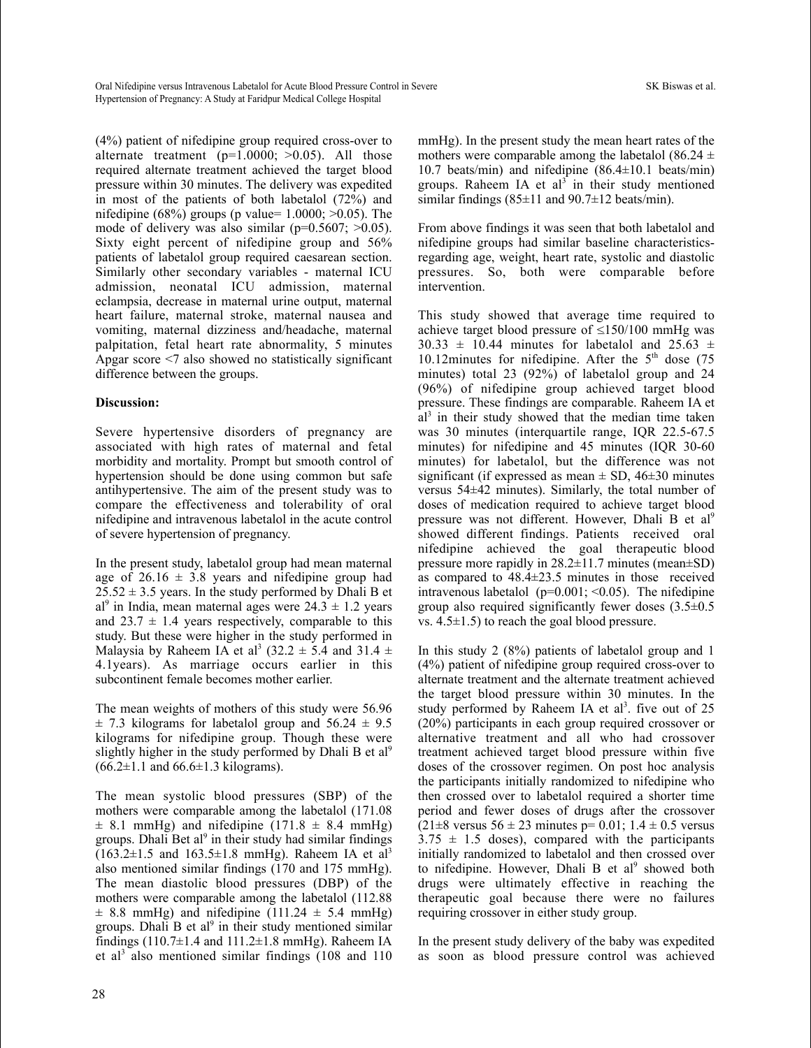(4%) patient of nifedipine group required cross-over to alternate treatment (p=1.0000; >0.05). All those required alternate treatment achieved the target blood pressure within 30 minutes. The delivery was expedited in most of the patients of both labetalol (72%) and nifedipine (68%) groups (p value= 1.0000; >0.05). The mode of delivery was also similar (p=0.5607; >0.05). Sixty eight percent of nifedipine group and 56% patients of labetalol group required caesarean section. Similarly other secondary variables - maternal ICU admission, neonatal ICU admission, maternal eclampsia, decrease in maternal urine output, maternal heart failure, maternal stroke, maternal nausea and vomiting, maternal dizziness and/headache, maternal palpitation, fetal heart rate abnormality, 5 minutes Apgar score <7 also showed no statistically significant difference between the groups.

**Discussion:**

Severe hypertensive disorders of pregnancy are associated with high rates of maternal and fetal morbidity and mortality. Prompt but smooth control of hypertension should be done using common but safe antihypertensive. The aim of the present study was to compare the effectiveness and tolerability of oral nifedipine and intravenous labetalol in the acute control of severe hypertension of pregnancy.

In the present study, labetalol group had mean maternal age of 26.16 ± 3.8 years and nifedipine group had 25.52 ± 3.5 years. In the study performed by Dhali B et al[9] in India, mean maternal ages were 24.3 ± 1.2 years and 23.7 ± 1.4 years respectively, comparable to this study. But these were higher in the study performed in Malaysia by Raheem IA et al[3] (32.2 ± 5.4 and 31.4 ± 4.1years). As marriage occurs earlier in this subcontinent female becomes mother earlier.

The mean weights of mothers of this study were 56.96 ± 7.3 kilograms for labetalol group and 56.24 ± 9.5 kilograms for nifedipine group. Though these were slightly higher in the study performed by Dhali B et al[9] (66.2±1.1 and 66.6±1.3 kilograms).

The mean systolic blood pressures (SBP) of the mothers were comparable among the labetalol (171.08 ± 8.1 mmHg) and nifedipine (171.8 ± 8.4 mmHg) groups. Dhali Bet al[9] in their study had similar findings (163.2±1.5 and 163.5±1.8 mmHg). Raheem IA et al[3] also mentioned similar findings (170 and 175 mmHg). The mean diastolic blood pressures (DBP) of the mothers were comparable among the labetalol (112.88 ± 8.8 mmHg) and nifedipine (111.24 ± 5.4 mmHg) groups. Dhali B et al[9] in their study mentioned similar findings (110.7±1.4 and 111.2±1.8 mmHg). Raheem IA et al[3] also mentioned similar findings (108 and 110 mmHg). In the present study the mean heart rates of the mothers were comparable among the labetalol (86.24 ± 10.7 beats/min) and nifedipine (86.4±10.1 beats/min) groups. Raheem IA et al[3] in their study mentioned similar findings (85±11 and 90.7±12 beats/min).

From above findings it was seen that both labetalol and nifedipine groups had similar baseline characteristics-regarding age, weight, heart rate, systolic and diastolic pressures. So, both were comparable before intervention.

This study showed that average time required to achieve target blood pressure of ≤150/100 mmHg was 30.33 ± 10.44 minutes for labetalol and 25.63 ± 10.12minutes for nifedipine. After the 5th dose (75 minutes) total 23 (92%) of labetalol group and 24 (96%) of nifedipine group achieved target blood pressure. These findings are comparable. Raheem IA et al[3] in their study showed that the median time taken was 30 minutes (interquartile range, IQR 22.5-67.5 minutes) for nifedipine and 45 minutes (IQR 30-60 minutes) for labetalol, but the difference was not significant (if expressed as mean ± SD, 46±30 minutes versus 54±42 minutes). Similarly, the total number of doses of medication required to achieve target blood pressure was not different. However, Dhali B et al[9] showed different findings. Patients received oral nifedipine achieved the goal therapeutic blood pressure more rapidly in 28.2±11.7 minutes (mean±SD) as compared to 48.4±23.5 minutes in those received intravenous labetalol (p=0.001; <0.05). The nifedipine group also required significantly fewer doses (3.5±0.5 vs. 4.5±1.5) to reach the goal blood pressure.

In this study 2 (8%) patients of labetalol group and 1 (4%) patient of nifedipine group required cross-over to alternate treatment and the alternate treatment achieved the target blood pressure within 30 minutes. In the study performed by Raheem IA et al[3]. five out of 25 (20%) participants in each group required crossover or alternative treatment and all who had crossover treatment achieved target blood pressure within five doses of the crossover regimen. On post hoc analysis the participants initially randomized to nifedipine who then crossed over to labetalol required a shorter time period and fewer doses of drugs after the crossover (21±8 versus 56 ± 23 minutes p= 0.01; 1.4 ± 0.5 versus 3.75 ± 1.5 doses), compared with the participants initially randomized to labetalol and then crossed over to nifedipine. However, Dhali B et al[9] showed both drugs were ultimately effective in reaching the therapeutic goal because there were no failures requiring crossover in either study group.

In the present study delivery of the baby was expedited as soon as blood pressure control was achieved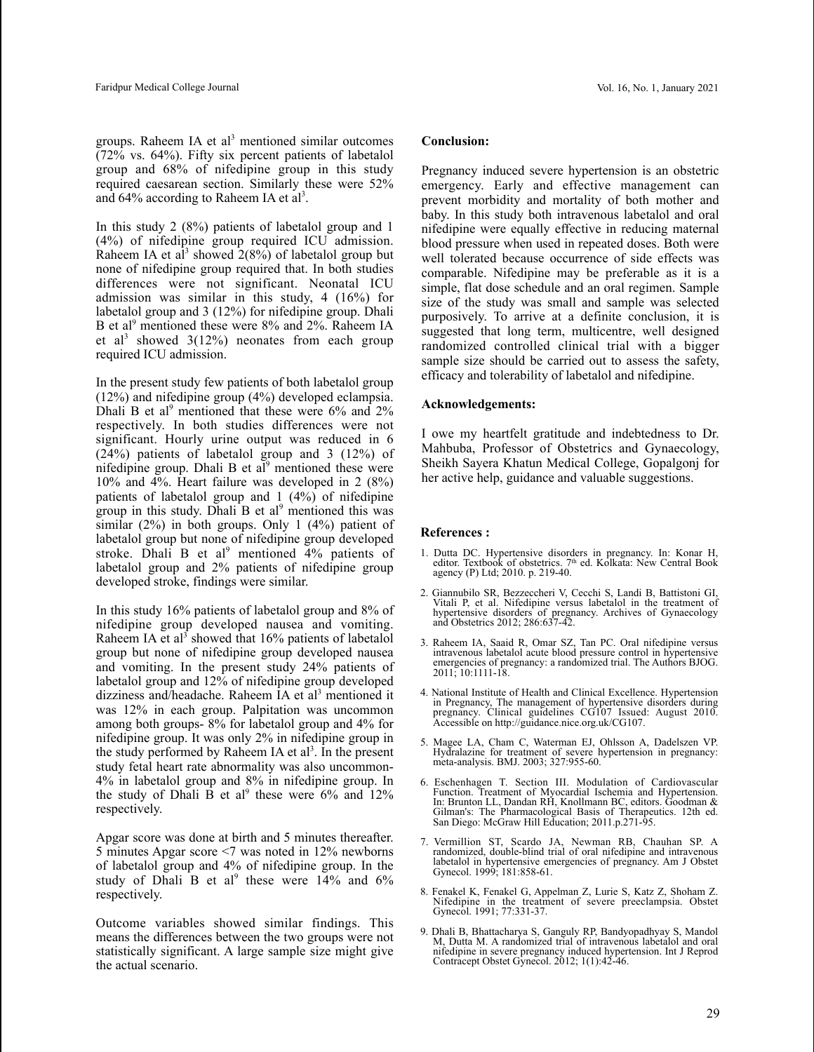groups. Raheem IA et al[3] mentioned similar outcomes (72% vs. 64%). Fifty six percent patients of labetalol group and 68% of nifedipine group in this study required caesarean section. Similarly these were 52% and 64% according to Raheem IA et al[3].

In this study 2 (8%) patients of labetalol group and 1 (4%) of nifedipine group required ICU admission. Raheem IA et al[3] showed 2(8%) of labetalol group but none of nifedipine group required that. In both studies differences were not significant. Neonatal ICU admission was similar in this study, 4 (16%) for labetalol group and 3 (12%) for nifedipine group. Dhali B et al[9] mentioned these were 8% and 2%. Raheem IA et al[3] showed 3(12%) neonates from each group required ICU admission.

In the present study few patients of both labetalol group (12%) and nifedipine group (4%) developed eclampsia. Dhali B et al[9] mentioned that these were 6% and 2% respectively. In both studies differences were not significant. Hourly urine output was reduced in 6 (24%) patients of labetalol group and 3 (12%) of nifedipine group. Dhali B et al[9] mentioned these were 10% and 4%. Heart failure was developed in 2 (8%) patients of labetalol group and 1 (4%) of nifedipine group in this study. Dhali B et al[9] mentioned this was similar (2%) in both groups. Only 1 (4%) patient of labetalol group but none of nifedipine group developed stroke. Dhali B et al[9] mentioned 4% patients of labetalol group and 2% patients of nifedipine group developed stroke, findings were similar.

In this study 16% patients of labetalol group and 8% of nifedipine group developed nausea and vomiting. Raheem IA et al[3] showed that 16% patients of labetalol group but none of nifedipine group developed nausea and vomiting. In the present study 24% patients of labetalol group and 12% of nifedipine group developed dizziness and/headache. Raheem IA et al[3] mentioned it was 12% in each group. Palpitation was uncommon among both groups- 8% for labetalol group and 4% for nifedipine group. It was only 2% in nifedipine group in the study performed by Raheem IA et al[3]. In the present study fetal heart rate abnormality was also uncommon- 4% in labetalol group and 8% in nifedipine group. In the study of Dhali B et al[9] these were 6% and 12% respectively.

Apgar score was done at birth and 5 minutes thereafter. 5 minutes Apgar score <7 was noted in 12% newborns of labetalol group and 4% of nifedipine group. In the study of Dhali B et al[9] these were 14% and 6% respectively.

Outcome variables showed similar findings. This means the differences between the two groups were not statistically significant. A large sample size might give the actual scenario.

**Conclusion:**

Pregnancy induced severe hypertension is an obstetric emergency. Early and effective management can prevent morbidity and mortality of both mother and baby. In this study both intravenous labetalol and oral nifedipine were equally effective in reducing maternal blood pressure when used in repeated doses. Both were well tolerated because occurrence of side effects was comparable. Nifedipine may be preferable as it is a simple, flat dose schedule and an oral regimen. Sample size of the study was small and sample was selected purposively. To arrive at a definite conclusion, it is suggested that long term, multicentre, well designed randomized controlled clinical trial with a bigger sample size should be carried out to assess the safety, efficacy and tolerability of labetalol and nifedipine.

**Acknowledgements:**

I owe my heartfelt gratitude and indebtedness to Dr. Mahbuba, Professor of Obstetrics and Gynaecology, Sheikh Sayera Khatun Medical College, Gopalgonj for her active help, guidance and valuable suggestions.

**References :**

1. Dutta DC. Hypertensive disorders in pregnancy. In: Konar H, editor. Textbook of obstetrics. 7th ed. Kolkata: New Central Book agency (P) Ltd; 2010. p. 219-40.
2. Giannubilo SR, Bezzeccheri V, Cecchi S, Landi B, Battistoni GI, Vitali P, et al. Nifedipine versus labetalol in the treatment of hypertensive disorders of pregnancy. Archives of Gynaecology and Obstetrics 2012; 286:637-42.
3. Raheem IA, Saaid R, Omar SZ, Tan PC. Oral nifedipine versus intravenous labetalol acute blood pressure control in hypertensive emergencies of pregnancy: a randomized trial. The Authors BJOG. 2011; 10:1111-18.
4. National Institute of Health and Clinical Excellence. Hypertension in Pregnancy, The management of hypertensive disorders during pregnancy. Clinical guidelines CG107 Issued: August 2010. Accessible on http://guidance.nice.org.uk/CG107.
5. Magee LA, Cham C, Waterman EJ, Ohlsson A, Dadelszen VP. Hydralazine for treatment of severe hypertension in pregnancy: meta-analysis. BMJ. 2003; 327:955-60.
6. Eschenhagen T. Section III. Modulation of Cardiovascular Function. Treatment of Myocardial Ischemia and Hypertension. In: Brunton LL, Dandan RH, Knollmann BC, editors. Goodman & Gilman's: The Pharmacological Basis of Therapeutics. 12th ed. San Diego: McGraw Hill Education; 2011.p.271-95.
7. Vermillion ST, Scardo JA, Newman RB, Chauhan SP. A randomized, double-blind trial of oral nifedipine and intravenous labetalol in hypertensive emergencies of pregnancy. Am J Obstet Gynecol. 1999; 181:858-61.
8. Fenakel K, Fenakel G, Appelman Z, Lurie S, Katz Z, Shoham Z. Nifedipine in the treatment of severe preeclampsia. Obstet Gynecol. 1991; 77:331-37.
9. Dhali B, Bhattacharya S, Ganguly RP, Bandyopadhyay S, Mandol M, Dutta M. A randomized trial of intravenous labetalol and oral nifedipine in severe pregnancy induced hypertension. Int J Reprod Contracept Obstet Gynecol. 2012; 1(1):42-46.